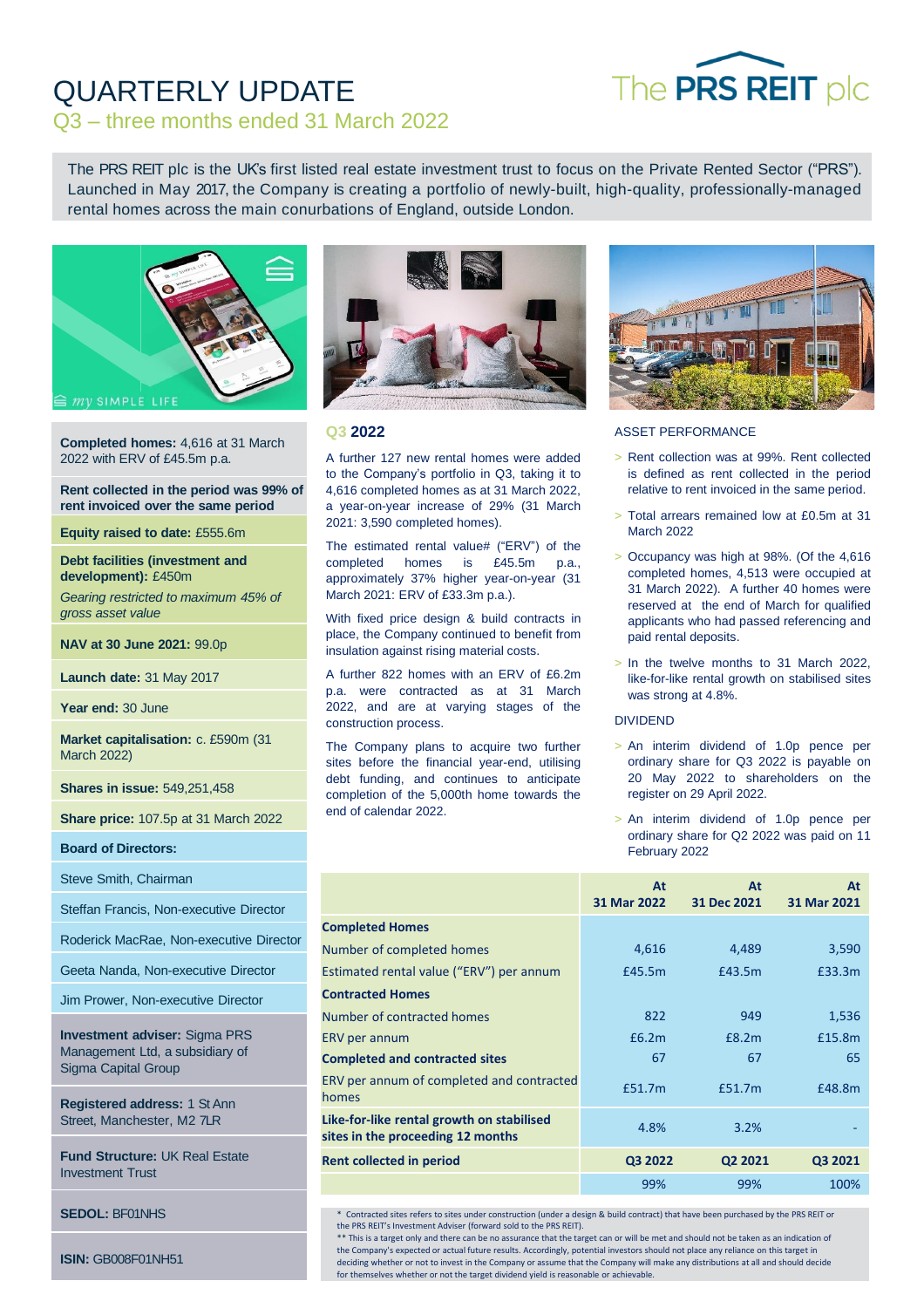# QUARTERLY UPDATE

## Q3 – three months ended 31 March 2022

The PRS REIT plc

The PRS REIT plc is the UK's first listed real estate investment trust to focus on the Private Rented Sector ("PRS"). Launched in May 2017, the Company is creating a portfolio of newly-built, high-quality, professionally-managed rental homes across the main conurbations of England, outside London.

my SIMPLE LIFE

**Completed homes:** 4,616 at 31 March 2022 with ERV of £45.5m p.a.

**Rent collected in the period was 99% of rent invoiced over the same period**

**Equity raised to date:** £555.6m

**Debt facilities (investment and development):** £450m

*Gearing restricted to maximum 45% of gross asset value*

**NAV at 30 June 2021:** 99.0p

**Launch date:** 31 May 2017

**Year end:** 30 June

**Market capitalisation:** c. £590m (31 March 2022)

**Shares in issue:** 549,251,458

**Share price:** 107.5p at 31 March 2022

**Board of Directors:**

Steve Smith, Chairman

Steffan Francis, Non-executive Director

Roderick MacRae, Non-executive Director

Geeta Nanda, Non-executive Director

Jim Prower, Non-executive Director

**Investment adviser:** Sigma PRS Management Ltd, a subsidiary of Sigma Capital Group

**Registered address:** 1 St Ann Street, Manchester, M2 7LR

**Fund Structure:** UK Real Estate Investment Trust

**SEDOL:** BF01NHS

**ISIN:** GB008F01NH51

## Q3 2022

A further 127 new rental homes were added to the Company's portfolio in Q3, taking it to 4,616 completed homes as at 31 March 2022, a year-on-year increase of 29% (31 March 2021: 3,590 completed homes).

The estimated rental value# ("ERV") of the completed homes is £45.5m p.a., approximately 37% higher year-on-year (31 March 2021: ERV of £33.3m p.a.).

With fixed price design & build contracts in place, the Company continued to benefit from insulation against rising material costs.

A further 822 homes with an ERV of £6.2m p.a. were contracted as at 31 March 2022, and are at varying stages of the construction process.

The Company plans to acquire two further sites before the financial year-end, utilising debt funding, and continues to anticipate completion of the 5,000th home towards the end of calendar 2022.

## ASSET PERFORMANCE

- Rent collection was at 99%. Rent collected is defined as rent collected in the period relative to rent invoiced in the same period.
- Total arrears remained low at £0.5m at 31 March 2022
- Occupancy was high at 98%. (Of the 4,616 completed homes, 4,513 were occupied at 31 March 2022). A further 40 homes were reserved at the end of March for qualified applicants who had passed referencing and paid rental deposits.
- In the twelve months to 31 March 2022, like-for-like rental growth on stabilised sites was strong at 4.8%.

## DIVIDEND

- An interim dividend of 1.0p pence per ordinary share for Q3 2022 is payable on 20 May 2022 to shareholders on the register on 29 April 2022.
- An interim dividend of 1.0p pence per ordinary share for Q2 2022 was paid on 11 February 2022

| | At 31 Mar 2022 | At 31 Dec 2021 | At 31 Mar 2021 |
|---|---|---|---|
| **Completed Homes** | | | |
| Number of completed homes | 4,616 | 4,489 | 3,590 |
| Estimated rental value ("ERV") per annum | £45.5m | £43.5m | £33.3m |
| **Contracted Homes** | | | |
| Number of contracted homes | 822 | 949 | 1,536 |
| ERV per annum | £6.2m | £8.2m | £15.8m |
| **Completed and contracted sites** | 67 | 67 | 65 |
| ERV per annum of completed and contracted homes | £51.7m | £51.7m | £48.8m |
| **Like-for-like rental growth on stabilised sites in the proceeding 12 months** | 4.8% | 3.2% | - |
| **Rent collected in period** | **Q3 2022** | **Q2 2021** | **Q3 2021** |
| | 99% | 99% | 100% |

\* Contracted sites refers to sites under construction (under a design & build contract) that have been purchased by the PRS REIT or the PRS REIT's Investment Adviser (forward sold to the PRS REIT).
\*\* This is a target only and there can be no assurance that the target can or will be met and should not be taken as an indication of the Company's expected or actual future results. Accordingly, potential investors should not place any reliance on this target in deciding whether or not to invest in the Company or assume that the Company will make any distributions at all and should decide for themselves whether or not the target dividend yield is reasonable or achievable.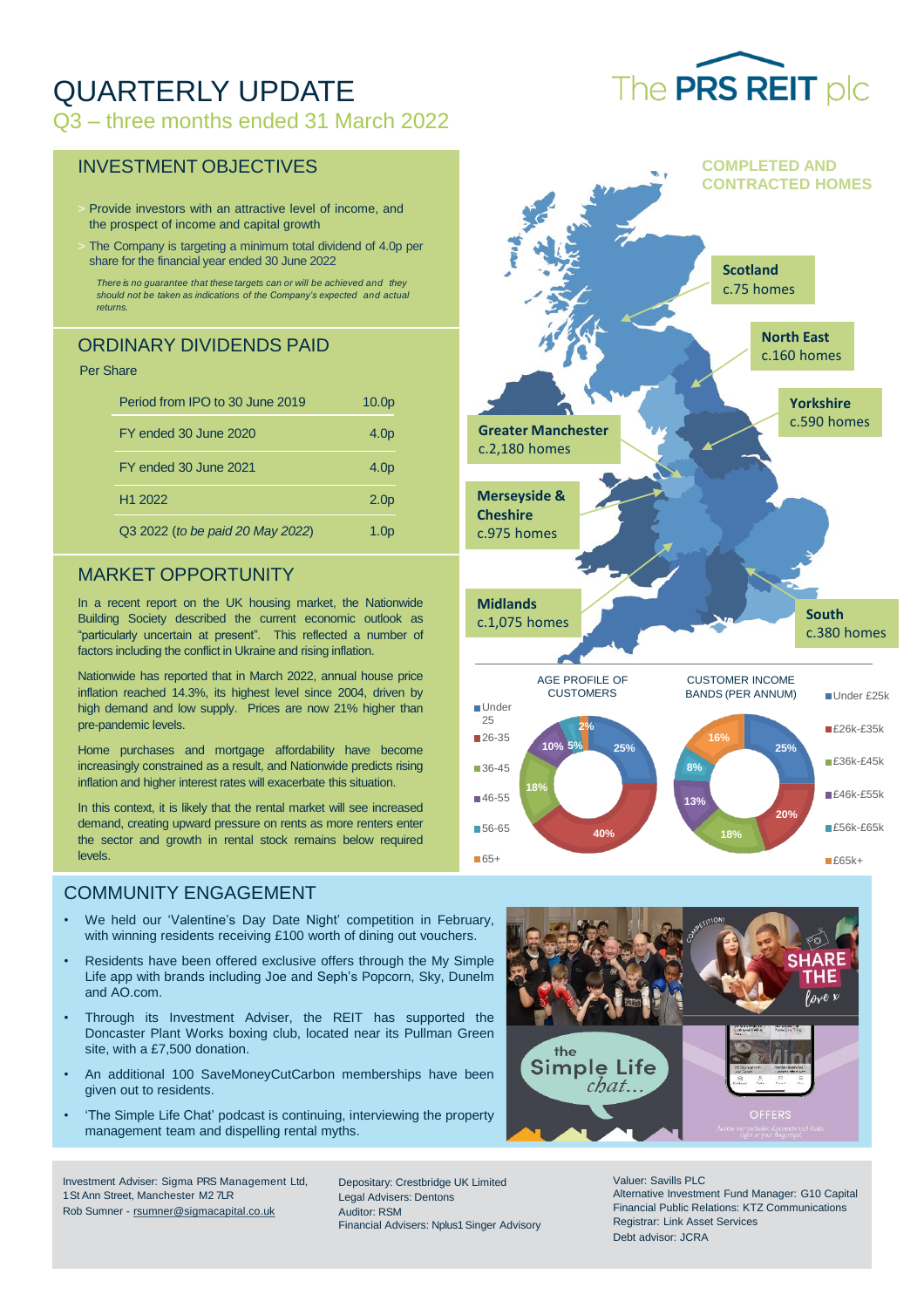# QUARTERLY UPDATE

## Q3 – three months ended 31 March 2022

The PRS REIT plc

## INVESTMENT OBJECTIVES

- Provide investors with an attractive level of income, and the prospect of income and capital growth
- The Company is targeting a minimum total dividend of 4.0p per share for the financial year ended 30 June 2022

*There is no guarantee that these targets can or will be achieved and they should not be taken as indications of the Company's expected and actual returns.*

## ORDINARY DIVIDENDS PAID

Per Share

| | |
|---|---|
| Period from IPO to 30 June 2019 | 10.0p |
| FY ended 30 June 2020 | 4.0p |
| FY ended 30 June 2021 | 4.0p |
| H1 2022 | 2.0p |
| Q3 2022 (*to be paid 20 May 2022*) | 1.0p |

## MARKET OPPORTUNITY

In a recent report on the UK housing market, the Nationwide Building Society described the current economic outlook as "particularly uncertain at present". This reflected a number of factors including the conflict in Ukraine and rising inflation.

Nationwide has reported that in March 2022, annual house price inflation reached 14.3%, its highest level since 2004, driven by high demand and low supply. Prices are now 21% higher than pre-pandemic levels.

Home purchases and mortgage affordability have become increasingly constrained as a result, and Nationwide predicts rising inflation and higher interest rates will exacerbate this situation.

In this context, it is likely that the rental market will see increased demand, creating upward pressure on rents as more renters enter the sector and growth in rental stock remains below required levels.

## COMPLETED AND CONTRACTED HOMES

**Scotland** c.75 homes

**North East** c.160 homes

**Yorkshire** c.590 homes

**Greater Manchester** c.2,180 homes

**Merseyside & Cheshire** c.975 homes

**Midlands** c.1,075 homes

**South** c.380 homes

AGE PROFILE OF CUSTOMERS

Under 25, 26-35, 36-45, 46-55, 56-65, 65+

2%, 25%, 40%, 18%, 10%, 5%

CUSTOMER INCOME BANDS (PER ANNUM)

Under £25k, £26k-£35k, £36k-£45k, £46k-£55k, £56k-£65k, £65k+

25%, 20%, 18%, 13%, 8%, 16%

## COMMUNITY ENGAGEMENT

- We held our 'Valentine's Day Date Night' competition in February, with winning residents receiving £100 worth of dining out vouchers.
- Residents have been offered exclusive offers through the My Simple Life app with brands including Joe and Seph's Popcorn, Sky, Dunelm and AO.com.
- Through its Investment Adviser, the REIT has supported the Doncaster Plant Works boxing club, located near its Pullman Green site, with a £7,500 donation.
- An additional 100 SaveMoneyCutCarbon memberships have been given out to residents.
- 'The Simple Life Chat' podcast is continuing, interviewing the property management team and dispelling rental myths.

Investment Adviser: Sigma PRS Management Ltd, 1 St Ann Street, Manchester M2 7LR
Rob Sumner - rsumner@sigmacapital.co.uk

Depositary: Crestbridge UK Limited
Legal Advisers: Dentons
Auditor: RSM
Financial Advisers: Nplus1 Singer Advisory

Valuer: Savills PLC
Alternative Investment Fund Manager: G10 Capital
Financial Public Relations: KTZ Communications
Registrar: Link Asset Services
Debt advisor: JCRA